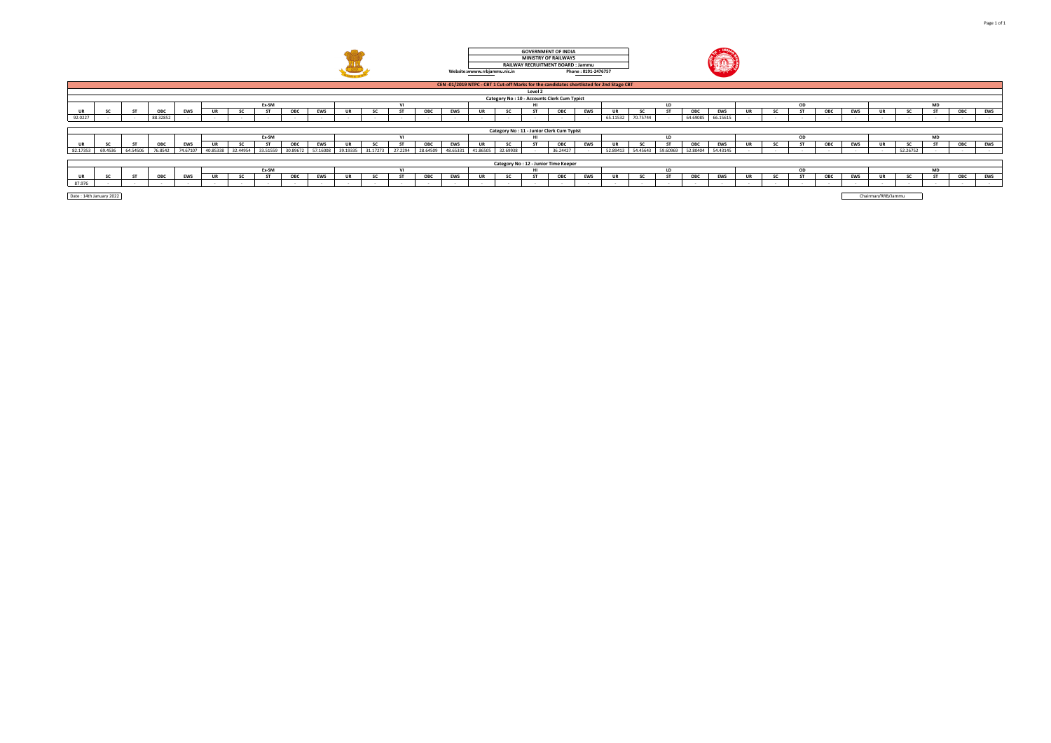GOVERNMENT OF INDIA

MINISTRY OF RAILWAYS

RAILWAY RECRUITMENT BOARD : Jammu

Website:wwww.rrbjammu.nic.in Phone : 0191-2476757

## CEN -01/2019 NTPC - CBT 1 Cut-off Marks for the candidates shortlisted for 2nd Stage CBT

### Level 2

#### Category No : 10 - Accounts Clerk Cum Typist

| | | | | | Ex-SM | | | | | VI | | | | | HI | | | | | LD | | | | | OD | | | | | MD | | | | |
|---|---|---|---|---|---|---|---|---|---|---|---|---|---|---|---|---|---|---|---|---|---|---|---|---|---|---|---|---|---|---|---|---|---|---|
| UR | SC | ST | OBC | EWS | UR | SC | ST | OBC | EWS | UR | SC | ST | OBC | EWS | UR | SC | ST | OBC | EWS | UR | SC | ST | OBC | EWS | UR | SC | ST | OBC | EWS | UR | SC | ST | OBC | EWS |
| 92.0227 | - | - | 88.32852 | - | - | - | - | - | - | - | - | - | - | - | - | - | - | - | - | 65.11532 | 70.75744 | - | 64.69085 | 66.15615 | - | - | - | - | - | - | - | - | - | - |

#### Category No : 11 - Junior Clerk Cum Typist

| | | | | | Ex-SM | | | | | VI | | | | | HI | | | | | LD | | | | | OD | | | | | MD | | | | |
|---|---|---|---|---|---|---|---|---|---|---|---|---|---|---|---|---|---|---|---|---|---|---|---|---|---|---|---|---|---|---|---|---|---|---|
| UR | SC | ST | OBC | EWS | UR | SC | ST | OBC | EWS | UR | SC | ST | OBC | EWS | UR | SC | ST | OBC | EWS | UR | SC | ST | OBC | EWS | UR | SC | ST | OBC | EWS | UR | SC | ST | OBC | EWS |
| 82.17353 | 69.4536 | 64.54506 | 76.8542 | 74.67107 | 40.85338 | 32.44954 | 33.51559 | 30.89672 | 57.16008 | 39.19335 | 31.17273 | 27.2294 | 28.64509 | 48.65331 | 41.86505 | 32.69938 | - | 36.24427 | - | 52.89413 | 54.45643 | 59.60969 | 52.80404 | 54.43145 | - | - | - | - | - | - | 52.26752 | - | - | - |

#### Category No : 12 - Junior Time Keeper

| | | | | | Ex-SM | | | | | VI | | | | | HI | | | | | LD | | | | | OD | | | | | MD | | | | |
|---|---|---|---|---|---|---|---|---|---|---|---|---|---|---|---|---|---|---|---|---|---|---|---|---|---|---|---|---|---|---|---|---|---|---|
| UR | SC | ST | OBC | EWS | UR | SC | ST | OBC | EWS | UR | SC | ST | OBC | EWS | UR | SC | ST | OBC | EWS | UR | SC | ST | OBC | EWS | UR | SC | ST | OBC | EWS | UR | SC | ST | OBC | EWS |
| 87.976 | - | - | - | - | - | - | - | - | - | - | - | - | - | - | - | - | - | - | - | - | - | - | - | - | - | - | - | - | - | - | - | - | - | - |

Date : 14th January 2022

Chairman/RRB/Jammu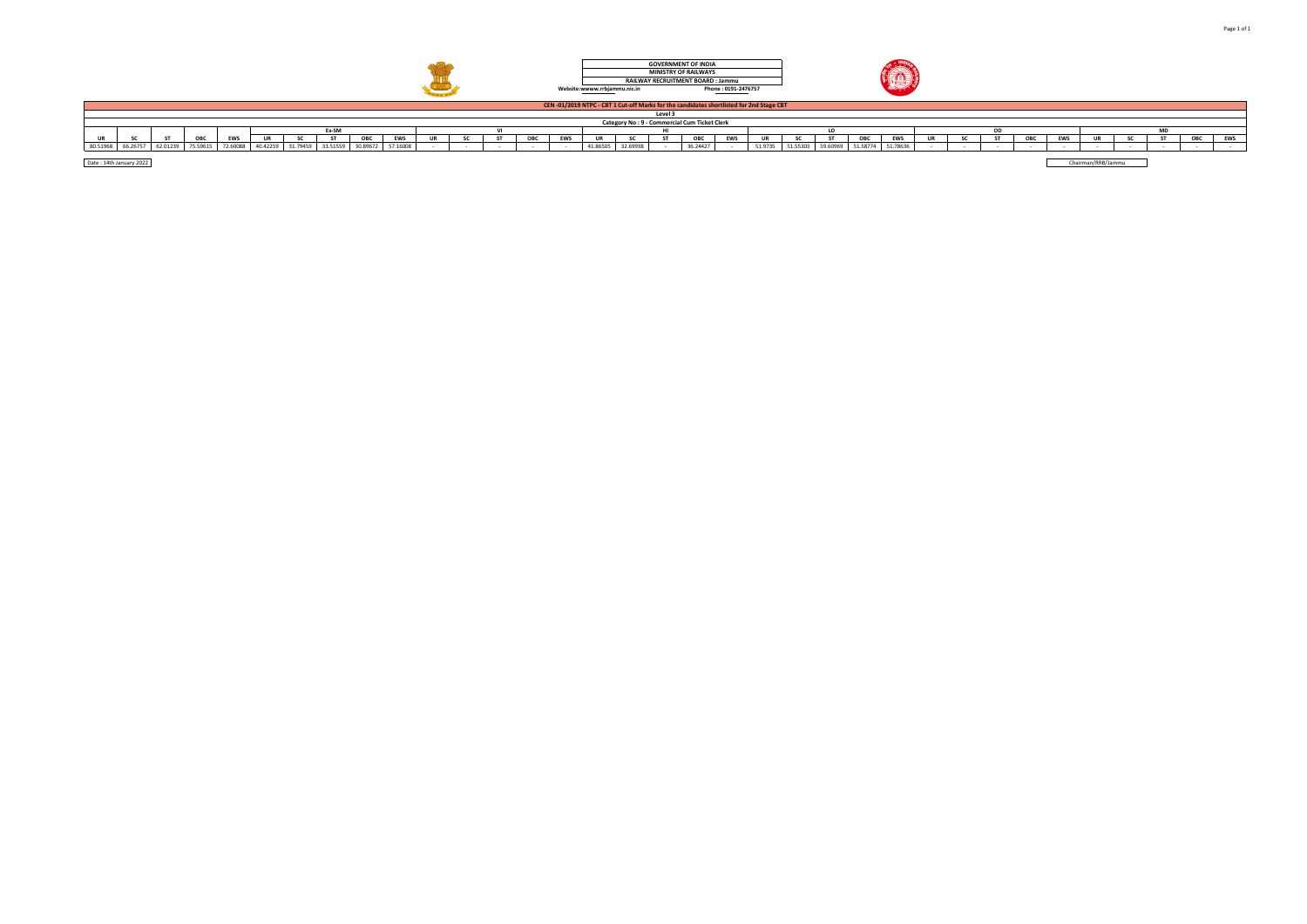**GOVERNMENT OF INDIA**

**MINISTRY OF RAILWAYS**

**RAILWAY RECRUITMENT BOARD : Jammu**

Website:wwww.rrbjammu.nic.in Phone : 0191-2476757

**CEN -01/2019 NTPC - CBT 1 Cut-off Marks for the candidates shortlisted for 2nd Stage CBT**

**Level 3**

**Category No : 9 - Commercial Cum Ticket Clerk**

| | | | | | Ex-SM | | | | | VI | | | | | HI | | | | | LD | | | | | OD | | | | | MD | | | | |
|---|---|---|---|---|---|---|---|---|---|---|---|---|---|---|---|---|---|---|---|---|---|---|---|---|---|---|---|---|---|---|---|---|---|---|
| UR | SC | ST | OBC | EWS | UR | SC | ST | OBC | EWS | UR | SC | ST | OBC | EWS | UR | SC | ST | OBC | EWS | UR | SC | ST | OBC | EWS | UR | SC | ST | OBC | EWS | UR | SC | ST | OBC | EWS |
| 80.51968 | 66.26757 | 62.01239 | 75.59615 | 72.60088 | 40.42259 | 31.79459 | 33.51559 | 30.89672 | 57.16008 | - | - | - | - | - | 41.86505 | 32.69938 | - | 36.24427 | - | 51.9735 | 51.55303 | 59.60969 | 51.58774 | 51.78636 | - | - | - | - | - | - | - | - | - | - |

Date : 14th January 2022

Chairman/RRB/Jammu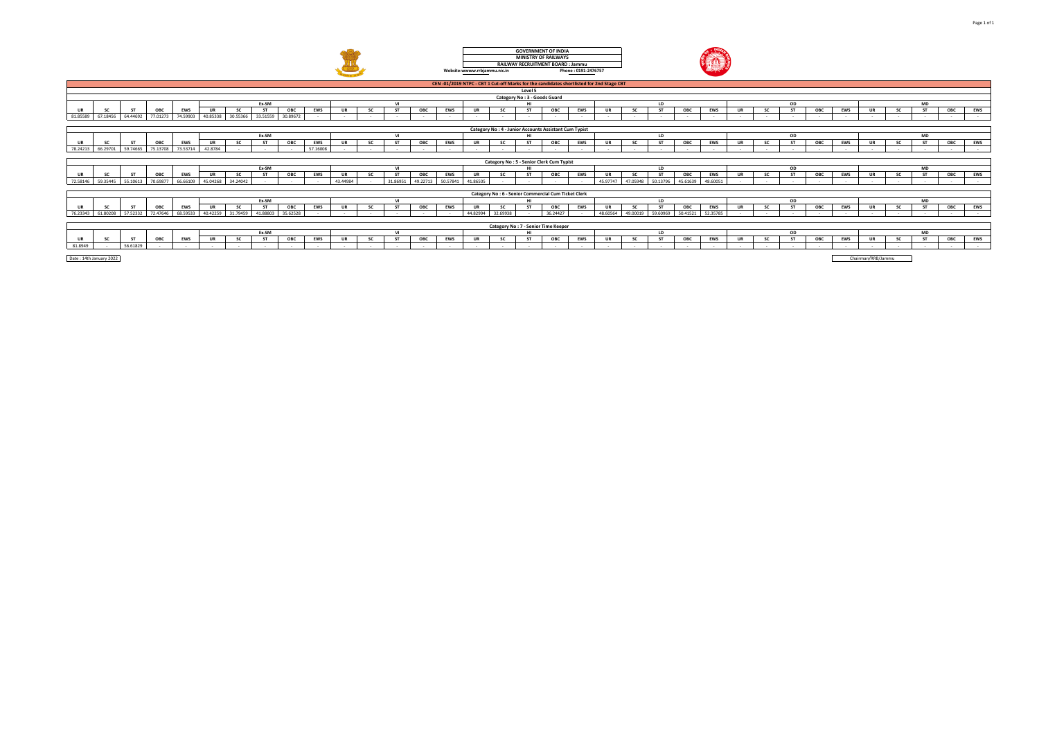GOVERNMENT OF INDIA
MINISTRY OF RAILWAYS
RAILWAY RECRUITMENT BOARD : Jammu
Website:wwww.rrbjammu.nic.in Phone : 0191-2476757

## CEN -01/2019 NTPC - CBT 1 Cut-off Marks for the candidates shortlisted for 2nd Stage CBT

### Level 5

### Category No : 3 - Goods Guard

| | | | | | Ex-SM | | | | | VI | | | | | HI | | | | | LD | | | | | OD | | | | | MD | | | | |
|---|---|---|---|---|---|---|---|---|---|---|---|---|---|---|---|---|---|---|---|---|---|---|---|---|---|---|---|---|---|---|---|---|---|---|
| UR | SC | ST | OBC | EWS | UR | SC | ST | OBC | EWS | UR | SC | ST | OBC | EWS | UR | SC | ST | OBC | EWS | UR | SC | ST | OBC | EWS | UR | SC | ST | OBC | EWS | UR | SC | ST | OBC | EWS |
| 81.85589 | 67.18456 | 64.44692 | 77.01273 | 74.59903 | 40.85338 | 30.55366 | 33.51559 | 30.89672 | - | - | - | - | - | - | - | - | - | - | - | - | - | - | - | - | - | - | - | - | - | - | - | - | - | - |

### Category No : 4 - Junior Accounts Assistant Cum Typist

| | | | | | Ex-SM | | | | | VI | | | | | HI | | | | | LD | | | | | OD | | | | | MD | | | | |
|---|---|---|---|---|---|---|---|---|---|---|---|---|---|---|---|---|---|---|---|---|---|---|---|---|---|---|---|---|---|---|---|---|---|---|
| UR | SC | ST | OBC | EWS | UR | SC | ST | OBC | EWS | UR | SC | ST | OBC | EWS | UR | SC | ST | OBC | EWS | UR | SC | ST | OBC | EWS | UR | SC | ST | OBC | EWS | UR | SC | ST | OBC | EWS |
| 78.24213 | 66.29701 | 59.74665 | 75.13708 | 73.53714 | 42.8784 | - | - | - | 57.16008 | - | - | - | - | - | - | - | - | - | - | - | - | - | - | - | - | - | - | - | - | - | - | - | - | - |

### Category No : 5 - Senior Clerk Cum Typist

| | | | | | Ex-SM | | | | | VI | | | | | HI | | | | | LD | | | | | OD | | | | | MD | | | | |
|---|---|---|---|---|---|---|---|---|---|---|---|---|---|---|---|---|---|---|---|---|---|---|---|---|---|---|---|---|---|---|---|---|---|---|
| UR | SC | ST | OBC | EWS | UR | SC | ST | OBC | EWS | UR | SC | ST | OBC | EWS | UR | SC | ST | OBC | EWS | UR | SC | ST | OBC | EWS | UR | SC | ST | OBC | EWS | UR | SC | ST | OBC | EWS |
| 72.58146 | 59.35445 | 55.10613 | 70.69877 | 66.66109 | 45.04268 | 34.24042 | - | - | - | 43.44984 | - | 31.86951 | 49.22713 | 50.57841 | 41.86505 | - | - | - | - | 45.97747 | 47.05948 | 50.13796 | 45.61639 | 48.60051 | - | - | - | - | - | - | - | - | - | - |

### Category No : 6 - Senior Commercial Cum Ticket Clerk

| | | | | | Ex-SM | | | | | VI | | | | | HI | | | | | LD | | | | | OD | | | | | MD | | | | |
|---|---|---|---|---|---|---|---|---|---|---|---|---|---|---|---|---|---|---|---|---|---|---|---|---|---|---|---|---|---|---|---|---|---|---|
| UR | SC | ST | OBC | EWS | UR | SC | ST | OBC | EWS | UR | SC | ST | OBC | EWS | UR | SC | ST | OBC | EWS | UR | SC | ST | OBC | EWS | UR | SC | ST | OBC | EWS | UR | SC | ST | OBC | EWS |
| 76.23343 | 61.80208 | 57.52332 | 72.47646 | 68.59533 | 40.42259 | 31.79459 | 41.88803 | 35.62528 | - | - | - | - | - | - | 44.82994 | 32.69938 | - | 36.24427 | - | 48.60564 | 49.00019 | 59.60969 | 50.41521 | 52.35785 | - | - | - | - | - | - | - | - | - | - |

### Category No : 7 - Senior Time Keeper

| | | | | | Ex-SM | | | | | VI | | | | | HI | | | | | LD | | | | | OD | | | | | MD | | | | |
|---|---|---|---|---|---|---|---|---|---|---|---|---|---|---|---|---|---|---|---|---|---|---|---|---|---|---|---|---|---|---|---|---|---|---|
| UR | SC | ST | OBC | EWS | UR | SC | ST | OBC | EWS | UR | SC | ST | OBC | EWS | UR | SC | ST | OBC | EWS | UR | SC | ST | OBC | EWS | UR | SC | ST | OBC | EWS | UR | SC | ST | OBC | EWS |
| 81.8949 | - | 56.61829 | - | - | - | - | - | - | - | - | - | - | - | - | - | - | - | - | - | - | - | - | - | - | - | - | - | - | - | - | - | - | - | - |

Date : 14th January 2022

Chairman/RRB/Jammu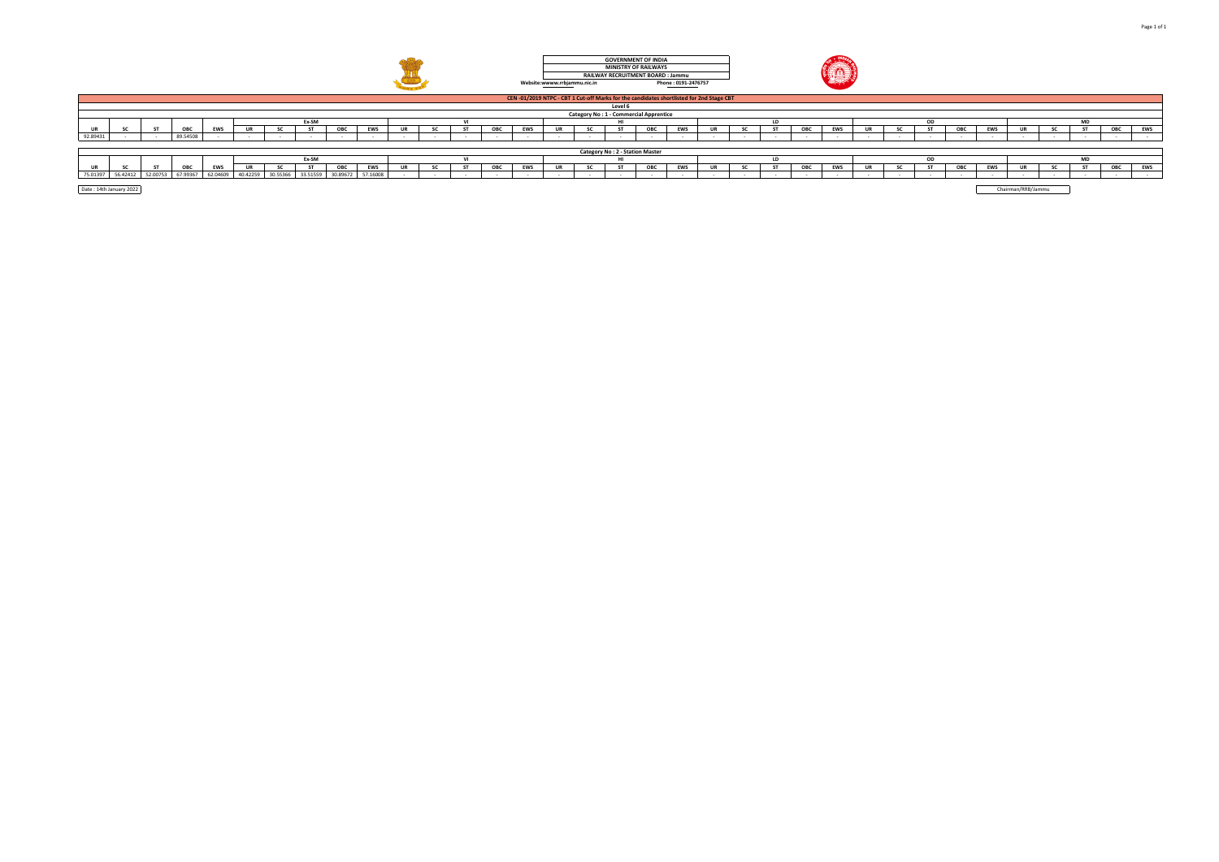**GOVERNMENT OF INDIA**

**MINISTRY OF RAILWAYS**

**RAILWAY RECRUITMENT BOARD : Jammu**

**Website:wwww.rrbjammu.nic.in** **Phone : 0191-2476757**

**CEN -01/2019 NTPC - CBT 1 Cut-off Marks for the candidates shortlisted for 2nd Stage CBT**

**Level 6**

**Category No : 1 - Commercial Apprentice**

| | | | | | Ex-SM | | | | | VI | | | | | HI | | | | | LD | | | | | OD | | | | | MD | | | | |
|---|---|---|---|---|---|---|---|---|---|---|---|---|---|---|---|---|---|---|---|---|---|---|---|---|---|---|---|---|---|---|---|---|---|---|
| UR | SC | ST | OBC | EWS | UR | SC | ST | OBC | EWS | UR | SC | ST | OBC | EWS | UR | SC | ST | OBC | EWS | UR | SC | ST | OBC | EWS | UR | SC | ST | OBC | EWS | UR | SC | ST | OBC | EWS |
| 92.89431 | - | - | 89.54508 | - | - | - | - | - | - | - | - | - | - | - | - | - | - | - | - | - | - | - | - | - | - | - | - | - | - | - | - | - | - | - |

**Category No : 2 - Station Master**

| | | | | | Ex-SM | | | | | VI | | | | | HI | | | | | LD | | | | | OD | | | | | MD | | | | |
|---|---|---|---|---|---|---|---|---|---|---|---|---|---|---|---|---|---|---|---|---|---|---|---|---|---|---|---|---|---|---|---|---|---|---|
| UR | SC | ST | OBC | EWS | UR | SC | ST | OBC | EWS | UR | SC | ST | OBC | EWS | UR | SC | ST | OBC | EWS | UR | SC | ST | OBC | EWS | UR | SC | ST | OBC | EWS | UR | SC | ST | OBC | EWS |
| 75.01397 | 56.42412 | 52.00753 | 67.99367 | 62.04609 | 40.42259 | 30.55366 | 33.51559 | 30.89672 | 57.16008 | - | - | - | - | - | - | - | - | - | - | - | - | - | - | - | - | - | - | - | - | - | - | - | - | - |

Date : 14th January 2022

Chairman/RRB/Jammu